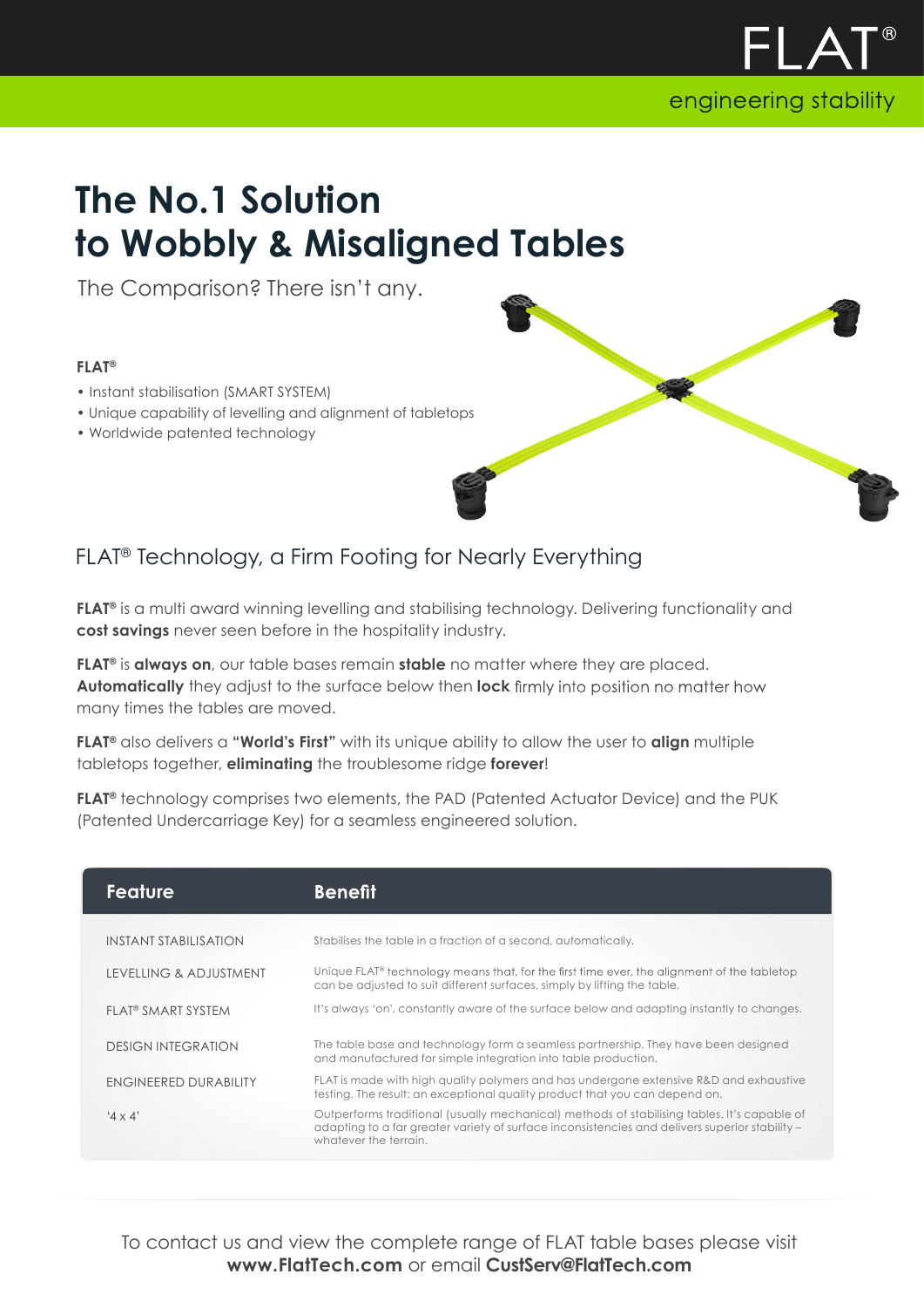FLAT®

engineering stability

# The No.1 Solution to Wobbly & Misaligned Tables

The Comparison? There isn't any.

**FLAT®**

- Instant stabilisation (SMART SYSTEM)
- Unique capability of levelling and alignment of tabletops
- Worldwide patented technology

## FLAT® Technology, a Firm Footing for Nearly Everything

**FLAT®** is a multi award winning levelling and stabilising technology. Delivering functionality and **cost savings** never seen before in the hospitality industry.

**FLAT®** is **always on**, our table bases remain **stable** no matter where they are placed. **Automatically** they adjust to the surface below then **lock** firmly into position no matter how many times the tables are moved.

**FLAT®** also delivers a **"World's First"** with its unique ability to allow the user to **align** multiple tabletops together, **eliminating** the troublesome ridge **forever**!

**FLAT®** technology comprises two elements, the PAD (Patented Actuator Device) and the PUK (Patented Undercarriage Key) for a seamless engineered solution.

| Feature | Benefit |
|---|---|
| INSTANT STABILISATION | Stabilises the table in a fraction of a second, automatically. |
| LEVELLING & ADJUSTMENT | Unique FLAT® technology means that, for the first time ever, the alignment of the tabletop can be adjusted to suit different surfaces, simply by lifting the table. |
| FLAT® SMART SYSTEM | It's always 'on', constantly aware of the surface below and adapting instantly to changes. |
| DESIGN INTEGRATION | The table base and technology form a seamless partnership. They have been designed and manufactured for simple integration into table production. |
| ENGINEERED DURABILITY | FLAT is made with high quality polymers and has undergone extensive R&D and exhaustive testing. The result: an exceptional quality product that you can depend on. |
| '4 x 4' | Outperforms traditional (usually mechanical) methods of stabilising tables. It's capable of adapting to a far greater variety of surface inconsistencies and delivers superior stability – whatever the terrain. |

To contact us and view the complete range of FLAT table bases please visit **www.FlatTech.com** or email **CustServ@FlatTech.com**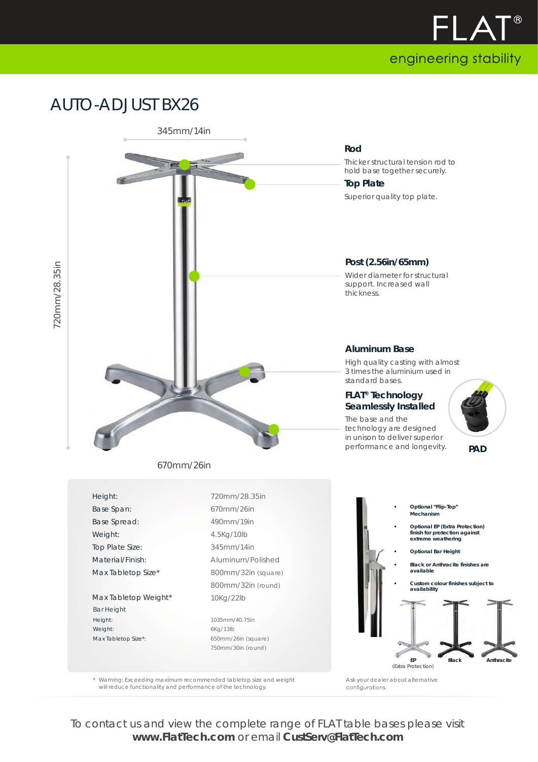FLAT®

engineering stability

# AUTO-ADJUST BX26

345mm/14in

720mm/28.35in

670mm/26in

### Rod

Thicker structural tension rod to hold base together securely.

### Top Plate

Superior quality top plate.

### Post (2.56in/65mm)

Wider diameter for structural support. Increased wall thickness.

### Aluminum Base

High quality casting with almost 3 times the aluminium used in standard bases.

### FLAT® Technology Seamlessly Installed

The base and the technology are designed in unison to deliver superior performance and longevity.

PAD

| | |
|---|---|
| Height: | 720mm/28.35in |
| Base Span: | 670mm/26in |
| Base Spread: | 490mm/19in |
| Weight: | 4.5Kg/10lb |
| Top Plate Size: | 345mm/14in |
| Material/Finish: | Aluminum/Polished |
| Max Tabletop Size* | 800mm/32in (square) |
| | 800mm/32in (round) |
| Max Tabletop Weight* | 10Kg/22lb |

Bar Height

| | |
|---|---|
| Height: | 1035mm/40.75in |
| Weight: | 6Kg/13lb |
| Max Tabletop Size*: | 650mm/26in (square) |
| | 750mm/30in (round) |

\* Warning: Exceeding maximum recommended tabletop size and weight will reduce functionality and performance of the technology.

- Optional "Flip-Top" Mechanism
- Optional EP (Extra Protection) finish for protection against extreme weathering
- Optional Bar Height
- Black or Anthracite finishes are available
- Custom colour finishes subject to availability

EP (Extra Protection) | Black | Anthracite

Ask your dealer about alternative configurations.

To contact us and view the complete range of FLAT table bases please visit **www.FlatTech.com** or email **CustServ@FlatTech.com**